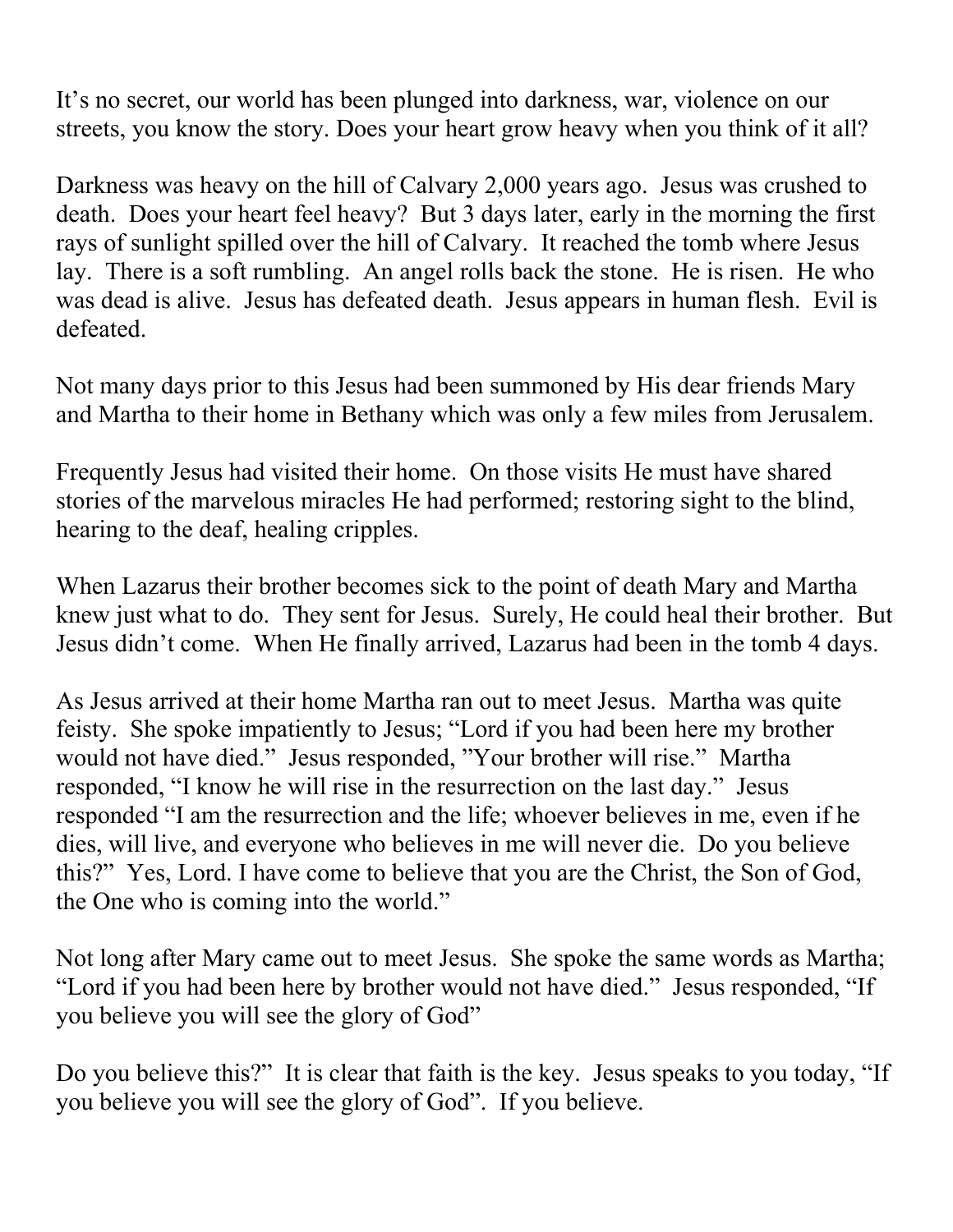It's no secret, our world has been plunged into darkness, war, violence on our streets, you know the story. Does your heart grow heavy when you think of it all?

Darkness was heavy on the hill of Calvary 2,000 years ago. Jesus was crushed to death. Does your heart feel heavy? But 3 days later, early in the morning the first rays of sunlight spilled over the hill of Calvary. It reached the tomb where Jesus lay. There is a soft rumbling. An angel rolls back the stone. He is risen. He who was dead is alive. Jesus has defeated death. Jesus appears in human flesh. Evil is defeated.

Not many days prior to this Jesus had been summoned by His dear friends Mary and Martha to their home in Bethany which was only a few miles from Jerusalem.

Frequently Jesus had visited their home. On those visits He must have shared stories of the marvelous miracles He had performed; restoring sight to the blind, hearing to the deaf, healing cripples.

When Lazarus their brother becomes sick to the point of death Mary and Martha knew just what to do. They sent for Jesus. Surely, He could heal their brother. But Jesus didn't come. When He finally arrived, Lazarus had been in the tomb 4 days.

As Jesus arrived at their home Martha ran out to meet Jesus. Martha was quite feisty. She spoke impatiently to Jesus; "Lord if you had been here my brother would not have died." Jesus responded, "Your brother will rise." Martha responded, "I know he will rise in the resurrection on the last day." Jesus responded "I am the resurrection and the life; whoever believes in me, even if he dies, will live, and everyone who believes in me will never die. Do you believe this?" Yes, Lord. I have come to believe that you are the Christ, the Son of God, the One who is coming into the world."

Not long after Mary came out to meet Jesus. She spoke the same words as Martha; "Lord if you had been here by brother would not have died." Jesus responded, "If you believe you will see the glory of God"

Do you believe this?" It is clear that faith is the key. Jesus speaks to you today, "If you believe you will see the glory of God". If you believe.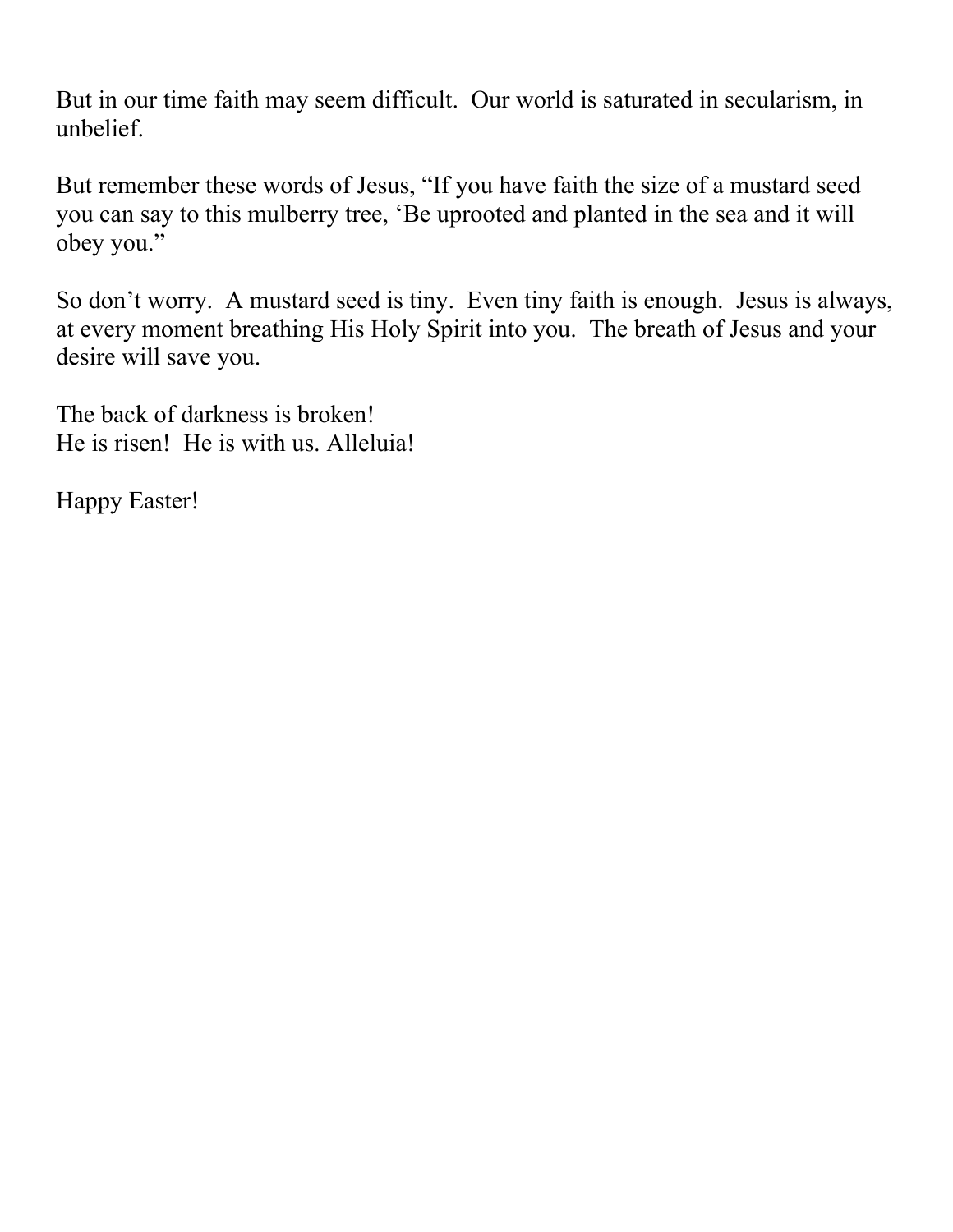But in our time faith may seem difficult.  Our world is saturated in secularism, in unbelief.

But remember these words of Jesus, "If you have faith the size of a mustard seed you can say to this mulberry tree, 'Be uprooted and planted in the sea and it will obey you."

So don't worry.  A mustard seed is tiny.  Even tiny faith is enough.  Jesus is always, at every moment breathing His Holy Spirit into you.  The breath of Jesus and your desire will save you.

The back of darkness is broken!
He is risen!  He is with us. Alleluia!

Happy Easter!